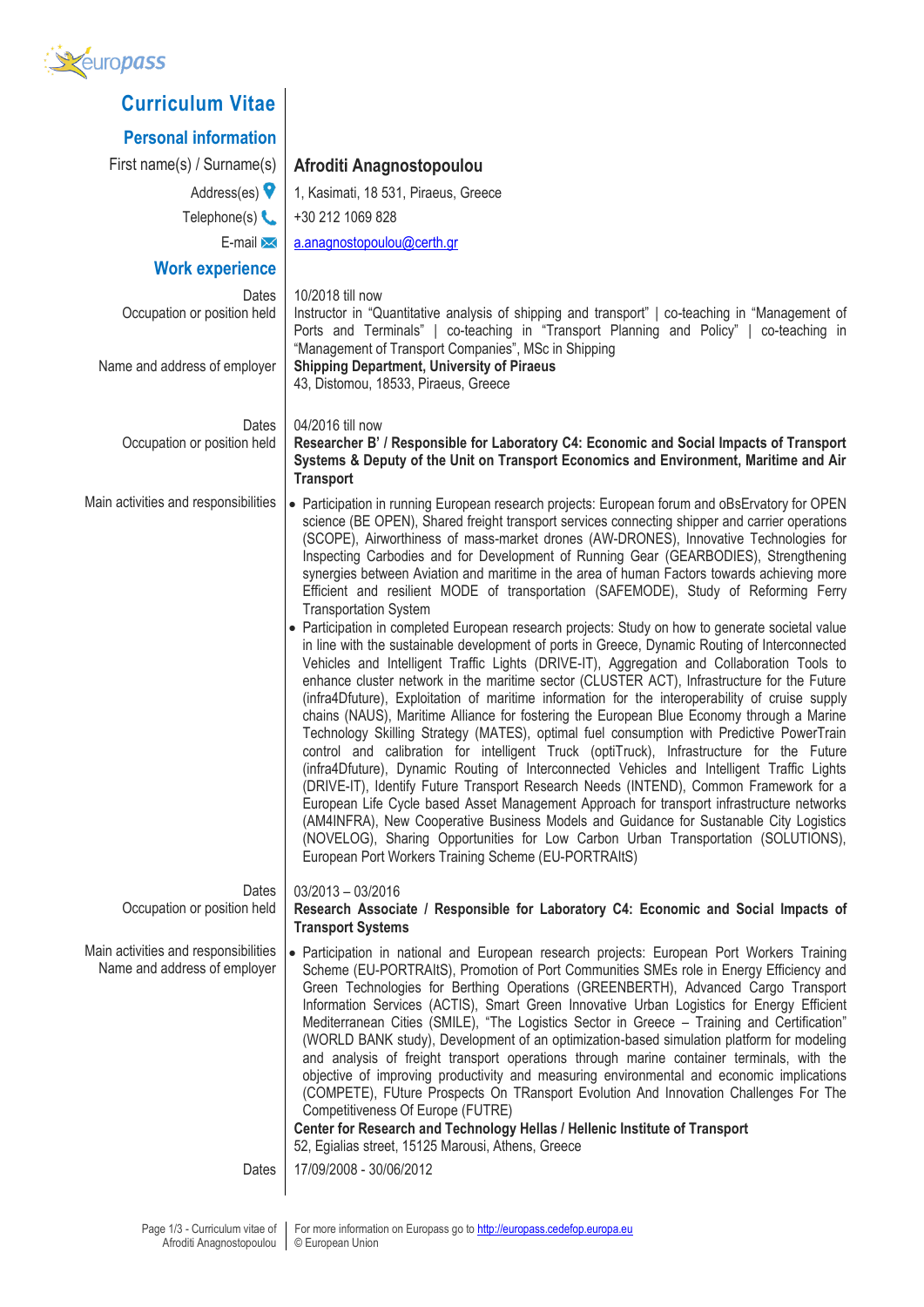europass

# Curriculum Vitae

## Personal information

**First name(s) / Surname(s)**: **Afroditi Anagnostopoulou**

**Address(es)**: 1, Kasimati, 18 531, Piraeus, Greece

**Telephone(s)**: +30 212 1069 828

**E-mail**: a.anagnostopoulou@certh.gr

## Work experience

**Dates**: 10/2018 till now

**Occupation or position held**: Instructor in "Quantitative analysis of shipping and transport" | co-teaching in "Management of Ports and Terminals" | co-teaching in "Transport Planning and Policy" | co-teaching in "Management of Transport Companies", MSc in Shipping

**Name and address of employer**: **Shipping Department, University of Piraeus**
43, Distomou, 18533, Piraeus, Greece

**Dates**: 04/2016 till now

**Occupation or position held**: **Researcher B' / Responsible for Laboratory C4: Economic and Social Impacts of Transport Systems & Deputy of the Unit on Transport Economics and Environment, Maritime and Air Transport**

**Main activities and responsibilities**:

- Participation in running European research projects: European forum and oBsErvatory for OPEN science (BE OPEN), Shared freight transport services connecting shipper and carrier operations (SCOPE), Airworthiness of mass-market drones (AW-DRONES), Innovative Technologies for Inspecting Carbodies and for Development of Running Gear (GEARBODIES), Strengthening synergies between Aviation and maritime in the area of human Factors towards achieving more Efficient and resilient MODE of transportation (SAFEMODE), Study of Reforming Ferry Transportation System
- Participation in completed European research projects: Study on how to generate societal value in line with the sustainable development of ports in Greece, Dynamic Routing of Interconnected Vehicles and Intelligent Traffic Lights (DRIVE-IT), Aggregation and Collaboration Tools to enhance cluster network in the maritime sector (CLUSTER ACT), Infrastructure for the Future (infra4Dfuture), Exploitation of maritime information for the interoperability of cruise supply chains (NAUS), Maritime Alliance for fostering the European Blue Economy through a Marine Technology Skilling Strategy (MATES), optimal fuel consumption with Predictive PowerTrain control and calibration for intelligent Truck (optiTruck), Infrastructure for the Future (infra4Dfuture), Dynamic Routing of Interconnected Vehicles and Intelligent Traffic Lights (DRIVE-IT), Identify Future Transport Research Needs (INTEND), Common Framework for a European Life Cycle based Asset Management Approach for transport infrastructure networks (AM4INFRA), New Cooperative Business Models and Guidance for Sustanable City Logistics (NOVELOG), Sharing Opportunities for Low Carbon Urban Transportation (SOLUTIONS), European Port Workers Training Scheme (EU-PORTRAItS)

**Dates**: 03/2013 – 03/2016

**Occupation or position held**: **Research Associate / Responsible for Laboratory C4: Economic and Social Impacts of Transport Systems**

**Main activities and responsibilities**:

- Participation in national and European research projects: European Port Workers Training Scheme (EU-PORTRAItS), Promotion of Port Communities SMEs role in Energy Efficiency and Green Technologies for Berthing Operations (GREENBERTH), Advanced Cargo Transport Information Services (ACTIS), Smart Green Innovative Urban Logistics for Energy Efficient Mediterranean Cities (SMILE), "The Logistics Sector in Greece – Training and Certification" (WORLD BANK study), Development of an optimization-based simulation platform for modeling and analysis of freight transport operations through marine container terminals, with the objective of improving productivity and measuring environmental and economic implications (COMPETE), FUture Prospects On TRansport Evolution And Innovation Challenges For The Competitiveness Of Europe (FUTRE)

**Name and address of employer**: **Center for Research and Technology Hellas / Hellenic Institute of Transport**
52, Egialias street, 15125 Marousi, Athens, Greece

**Dates**: 17/09/2008 - 30/06/2012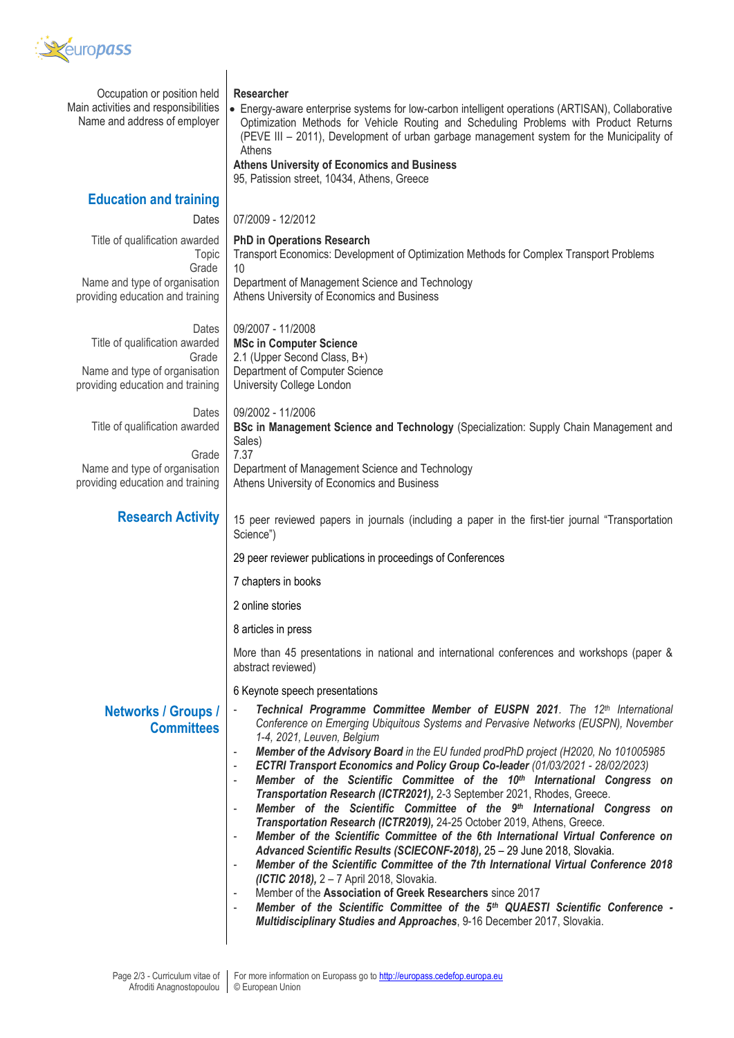| | |
|---|---|
| Occupation or position held | **Researcher** |
| Main activities and responsibilities | • Energy-aware enterprise systems for low-carbon intelligent operations (ARTISAN), Collaborative Optimization Methods for Vehicle Routing and Scheduling Problems with Product Returns (PEVE III – 2011), Development of urban garbage management system for the Municipality of Athens |
| Name and address of employer | **Athens University of Economics and Business**<br>95, Patission street, 10434, Athens, Greece |

## Education and training

| | |
|---|---|
| Dates | 07/2009 - 12/2012 |
| Title of qualification awarded | **PhD in Operations Research** |
| Topic | Transport Economics: Development of Optimization Methods for Complex Transport Problems |
| Grade | 10 |
| Name and type of organisation providing education and training | Department of Management Science and Technology<br>Athens University of Economics and Business |
| Dates | 09/2007 - 11/2008 |
| Title of qualification awarded | **MSc in Computer Science** |
| Grade | 2.1 (Upper Second Class, B+) |
| Name and type of organisation providing education and training | Department of Computer Science<br>University College London |
| Dates | 09/2002 - 11/2006 |
| Title of qualification awarded | **BSc in Management Science and Technology** (Specialization: Supply Chain Management and Sales) |
| Grade | 7.37 |
| Name and type of organisation providing education and training | Department of Management Science and Technology<br>Athens University of Economics and Business |

## Research Activity

15 peer reviewed papers in journals (including a paper in the first-tier journal "Transportation Science")

29 peer reviewer publications in proceedings of Conferences

7 chapters in books

2 online stories

8 articles in press

More than 45 presentations in national and international conferences and workshops (paper & abstract reviewed)

6 Keynote speech presentations

## Networks / Groups / Committees

- ***Technical Programme Committee Member of EUSPN 2021****. The 12th International Conference on Emerging Ubiquitous Systems and Pervasive Networks (EUSPN), November 1-4, 2021, Leuven, Belgium*
- ***Member of the Advisory Board*** *in the EU funded prodPhD project (H2020, No 101005985*
- ***ECTRI Transport Economics and Policy Group Co-leader*** *(01/03/2021 - 28/02/2023)*
- ***Member of the Scientific Committee of the 10th International Congress on Transportation Research (ICTR2021),*** 2-3 September 2021, Rhodes, Greece.
- ***Member of the Scientific Committee of the 9th International Congress on Transportation Research (ICTR2019),*** 24-25 October 2019, Athens, Greece.
- ***Member of the Scientific Committee of the 6th International Virtual Conference on Advanced Scientific Results (SCIECONF-2018),*** 25 – 29 June 2018, Slovakia.
- ***Member of the Scientific Committee of the 7th International Virtual Conference 2018 (ICTIC 2018),*** 2 – 7 April 2018, Slovakia.
- Member of the **Association of Greek Researchers** since 2017
- ***Member of the Scientific Committee of the 5th QUAESTI Scientific Conference - Multidisciplinary Studies and Approaches***, 9-16 December 2017, Slovakia.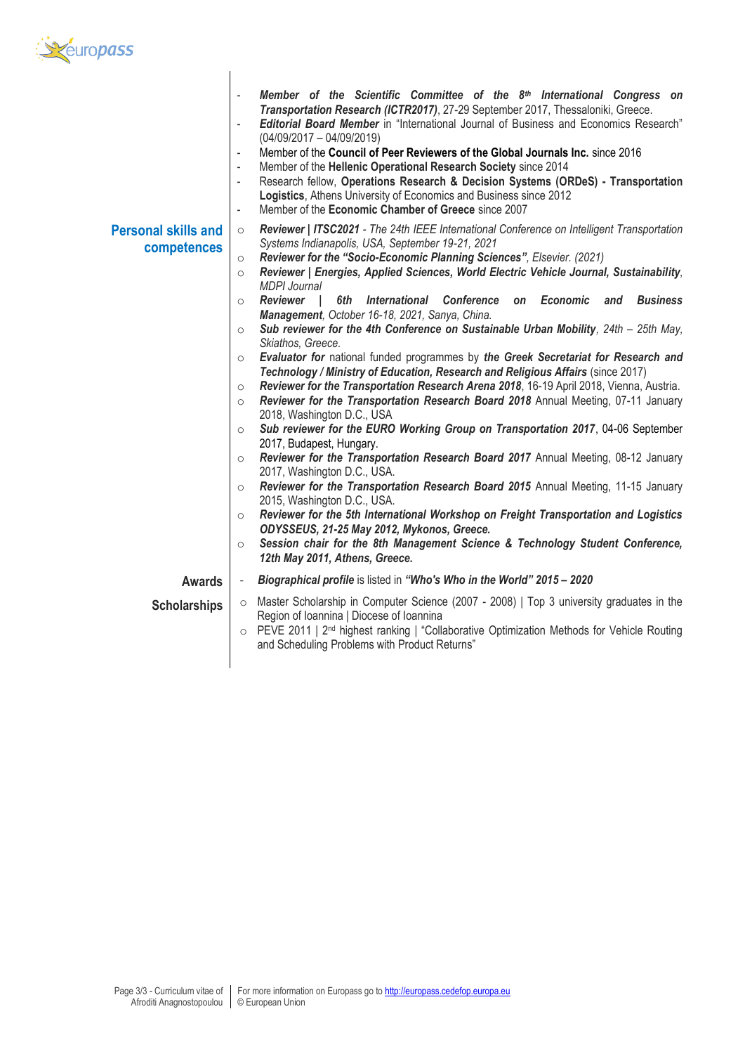- ***Member of the Scientific Committee of the 8th International Congress on Transportation Research (ICTR2017)***, 27-29 September 2017, Thessaloniki, Greece.
- ***Editorial Board Member*** in "International Journal of Business and Economics Research" (04/09/2017 – 04/09/2019)
- Member of the **Council of Peer Reviewers of the Global Journals Inc.** since 2016
- Member of the **Hellenic Operational Research Society** since 2014
- Research fellow, **Operations Research & Decision Systems (ORDeS) - Transportation Logistics**, Athens University of Economics and Business since 2012
- Member of the **Economic Chamber of Greece** since 2007

## Personal skills and competences

- ***Reviewer | ITSC2021*** *- The 24th IEEE International Conference on Intelligent Transportation Systems Indianapolis, USA, September 19-21, 2021*
- ***Reviewer for the "Socio-Economic Planning Sciences"****, Elsevier. (2021)*
- ***Reviewer | Energies, Applied Sciences, World Electric Vehicle Journal, Sustainability****, MDPI Journal*
- ***Reviewer | 6th International Conference on Economic and Business Management****, October 16-18, 2021, Sanya, China.*
- ***Sub reviewer for the 4th Conference on Sustainable Urban Mobility****, 24th – 25th May, Skiathos, Greece.*
- ***Evaluator for*** national funded programmes by ***the Greek Secretariat for Research and Technology / Ministry of Education, Research and Religious Affairs*** (since 2017)
- ***Reviewer for the Transportation Research Arena 2018***, 16-19 April 2018, Vienna, Austria.
- ***Reviewer for the Transportation Research Board 2018*** Annual Meeting, 07-11 January 2018, Washington D.C., USA
- ***Sub reviewer for the EURO Working Group on Transportation 2017***, 04-06 September 2017, Budapest, Hungary.
- ***Reviewer for the Transportation Research Board 2017*** Annual Meeting, 08-12 January 2017, Washington D.C., USA.
- ***Reviewer for the Transportation Research Board 2015*** Annual Meeting, 11-15 January 2015, Washington D.C., USA.
- ***Reviewer for the 5th International Workshop on Freight Transportation and Logistics ODYSSEUS, 21-25 May 2012, Mykonos, Greece.***
- ***Session chair for the 8th Management Science & Technology Student Conference, 12th May 2011, Athens, Greece.***

## Awards

- ***Biographical profile*** is listed in ***"Who's Who in the World" 2015 – 2020***

## Scholarships

- Master Scholarship in Computer Science (2007 - 2008) | Top 3 university graduates in the Region of Ioannina | Diocese of Ioannina
- PEVE 2011 | 2nd highest ranking | "Collaborative Optimization Methods for Vehicle Routing and Scheduling Problems with Product Returns"